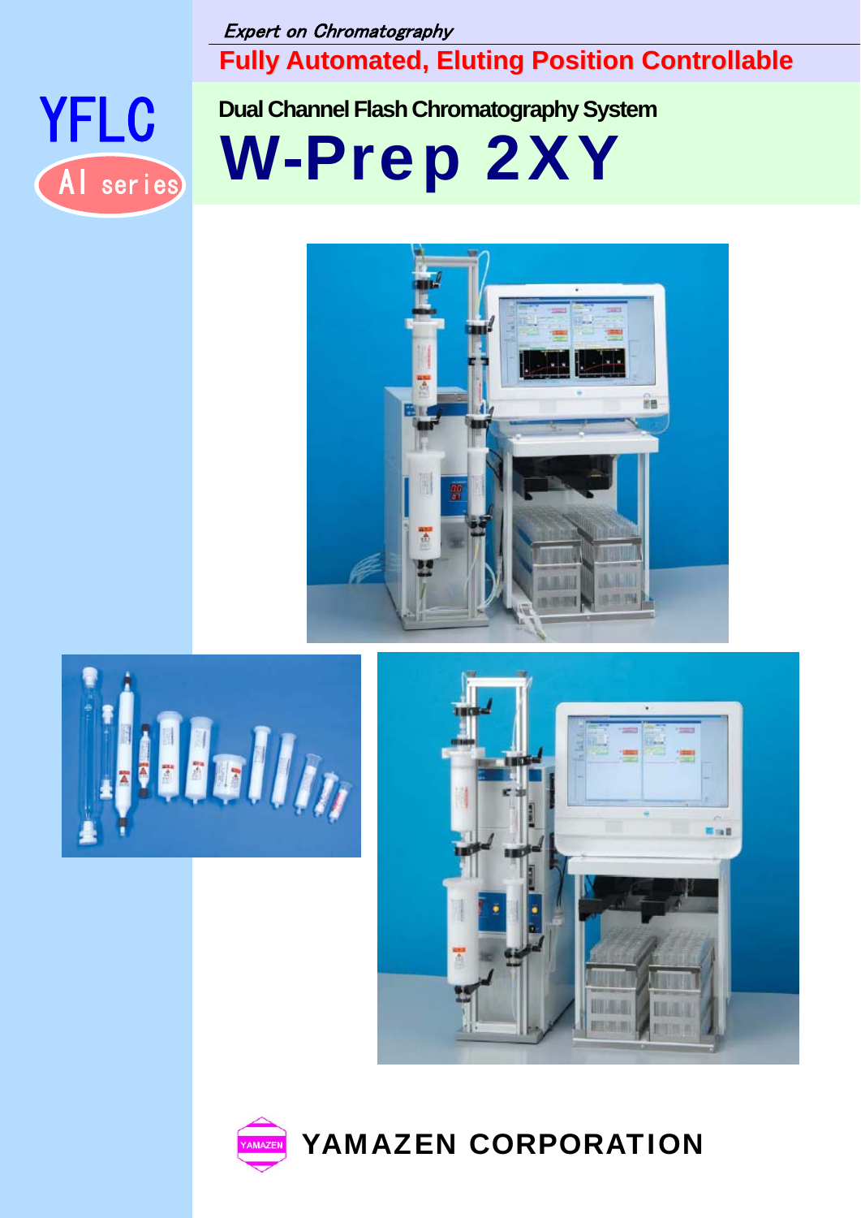*Expert on Chromatography*

**Fully Automated, Eluting Position Controllable**

YFLC

AI series

**Dual Channel Flash Chromatography System**

# W-Prep 2XY

**YAMAZEN CORPORATION**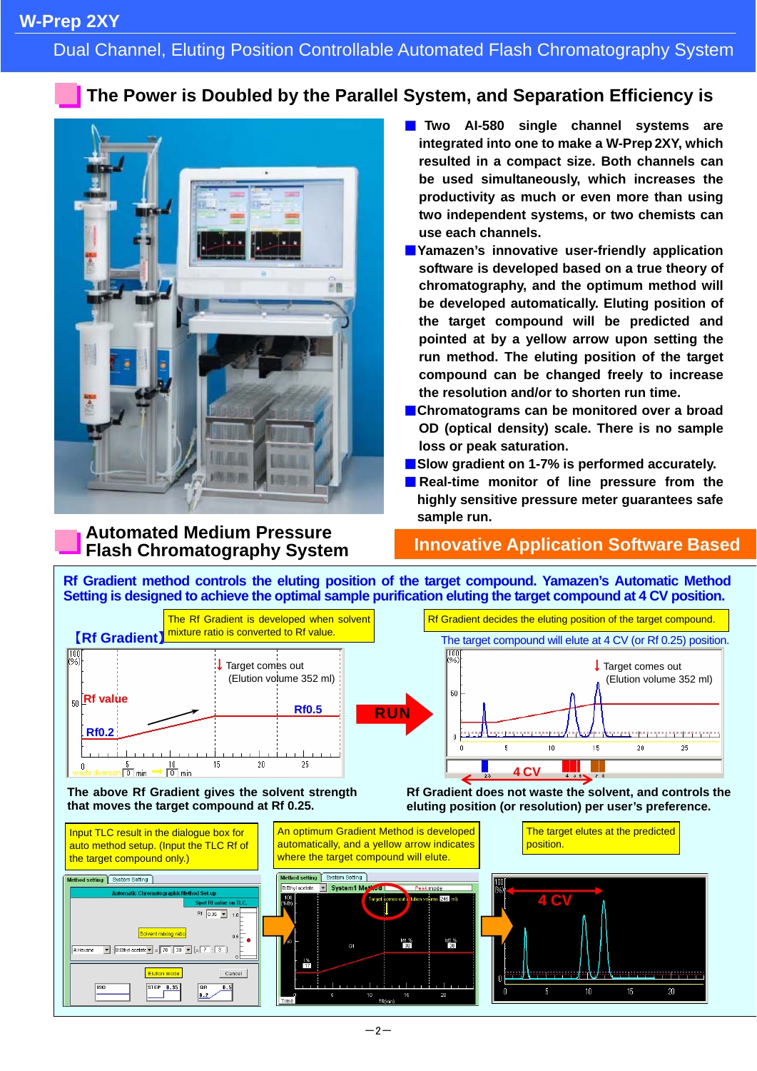# W-Prep 2XY

## Dual Channel, Eluting Position Controllable Automated Flash Chromatography System

## The Power is Doubled by the Parallel System, and Separation Efficiency is

- **Two AI-580 single channel systems are integrated into one to make a W-Prep 2XY, which resulted in a compact size. Both channels can be used simultaneously, which increases the productivity as much or even more than using two independent systems, or two chemists can use each channels.**
- **Yamazen's innovative user-friendly application software is developed based on a true theory of chromatography, and the optimum method will be developed automatically. Eluting position of the target compound will be predicted and pointed at by a yellow arrow upon setting the run method. The eluting position of the target compound can be changed freely to increase the resolution and/or to shorten run time.**
- **Chromatograms can be monitored over a broad OD (optical density) scale. There is no sample loss or peak saturation.**
- **Slow gradient on 1-7% is performed accurately.**
- **Real-time monitor of line pressure from the highly sensitive pressure meter guarantees safe sample run.**

## Automated Medium Pressure Flash Chromatography System

## Innovative Application Software Based

**Rf Gradient method controls the eluting position of the target compound. Yamazen's Automatic Method Setting is designed to achieve the optimal sample purification eluting the target compound at 4 CV position.**

**【Rf Gradient】**

The Rf Gradient is developed when solvent mixture ratio is converted to Rf value.

Rf Gradient decides the eluting position of the target compound.

The target compound will elute at 4 CV (or Rf 0.25) position.

**The above Rf Gradient gives the solvent strength that moves the target compound at Rf 0.25.**

**Rf Gradient does not waste the solvent, and controls the eluting position (or resolution) per user's preference.**

Input TLC result in the dialogue box for auto method setup. (Input the TLC Rf of the target compound only.)

An optimum Gradient Method is developed automatically, and a yellow arrow indicates where the target compound will elute.

The target elutes at the predicted position.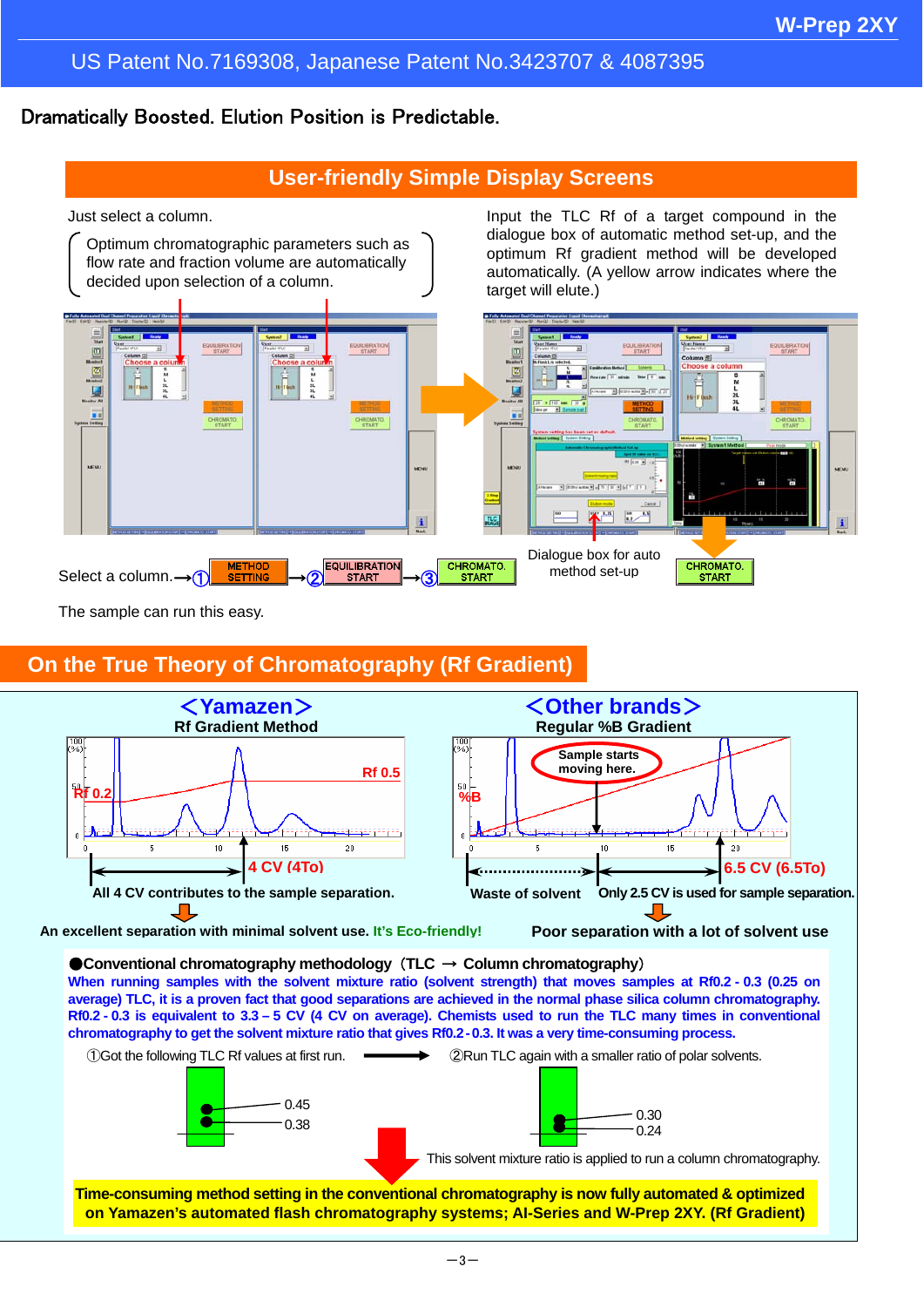W-Prep 2XY

US Patent No.7169308, Japanese Patent No.3423707 & 4087395

# Dramatically Boosted. Elution Position is Predictable.

## User-friendly Simple Display Screens

Just select a column.

Optimum chromatographic parameters such as flow rate and fraction volume are automatically decided upon selection of a column.

Input the TLC Rf of a target compound in the dialogue box of automatic method set-up, and the optimum Rf gradient method will be developed automatically. (A yellow arrow indicates where the target will elute.)

Select a column. → ① METHOD SETTING → ② EQUILIBRATION START → ③ CHROMATO. START

Dialogue box for auto method set-up → CHROMATO. START

The sample can run this easy.

## On the True Theory of Chromatography (Rf Gradient)

**＜Yamazen＞**
**Rf Gradient Method**

Rf 0.2 — Rf 0.5

4 CV (4To)

All 4 CV contributes to the sample separation.

An excellent separation with minimal solvent use. It's Eco-friendly!

**＜Other brands＞**
**Regular %B Gradient**

Sample starts moving here.

%B

Waste of solvent — 6.5 CV (6.5To)

Only 2.5 CV is used for sample separation.

Poor separation with a lot of solvent use

**●Conventional chromatography methodology（TLC → Column chromatography）**

**When running samples with the solvent mixture ratio (solvent strength) that moves samples at Rf0.2 - 0.3 (0.25 on average) TLC, it is a proven fact that good separations are achieved in the normal phase silica column chromatography. Rf0.2 - 0.3 is equivalent to 3.3 – 5 CV (4 CV on average). Chemists used to run the TLC many times in conventional chromatography to get the solvent mixture ratio that gives Rf0.2 - 0.3. It was a very time-consuming process.**

①Got the following TLC Rf values at first run. → ②Run TLC again with a smaller ratio of polar solvents.

0.45, 0.38 → 0.30, 0.24

This solvent mixture ratio is applied to run a column chromatography.

**Time-consuming method setting in the conventional chromatography is now fully automated & optimized on Yamazen's automated flash chromatography systems; AI-Series and W-Prep 2XY. (Rf Gradient)**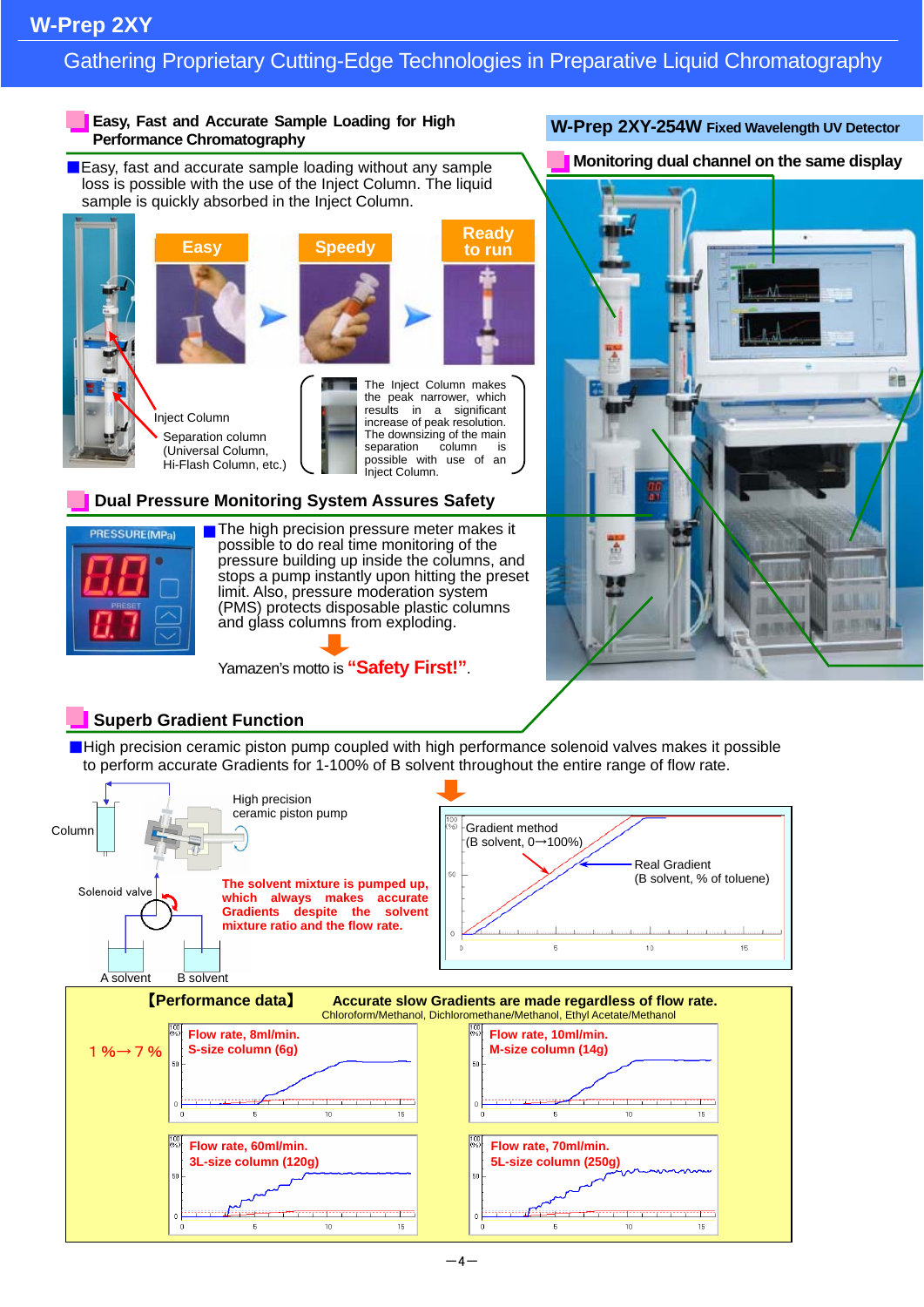# W-Prep 2XY

## Gathering Proprietary Cutting-Edge Technologies in Preparative Liquid Chromatography

### Easy, Fast and Accurate Sample Loading for High Performance Chromatography

Easy, fast and accurate sample loading without any sample loss is possible with the use of the Inject Column. The liquid sample is quickly absorbed in the Inject Column.

Easy → Speedy → Ready to run

Inject Column

Separation column (Universal Column, Hi-Flash Column, etc.)

The Inject Column makes the peak narrower, which results in a significant increase of peak resolution. The downsizing of the main separation column is possible with use of an Inject Column.

### W-Prep 2XY-254W Fixed Wavelength UV Detector

#### Monitoring dual channel on the same display

### Dual Pressure Monitoring System Assures Safety

PRESSURE(MPa) 0.0 PRESET 0.7

The high precision pressure meter makes it possible to do real time monitoring of the pressure building up inside the columns, and stops a pump instantly upon hitting the preset limit. Also, pressure moderation system (PMS) protects disposable plastic columns and glass columns from exploding.

Yamazen's motto is **"Safety First!"**.

### Superb Gradient Function

High precision ceramic piston pump coupled with high performance solenoid valves makes it possible to perform accurate Gradients for 1-100% of B solvent throughout the entire range of flow rate.

Column

High precision ceramic piston pump

Solenoid valve

A solvent

B solvent

**The solvent mixture is pumped up, which always makes accurate Gradients despite the solvent mixture ratio and the flow rate.**

Gradient method (B solvent, 0→100%)

Real Gradient (B solvent, % of toluene)

**【Performance data】** **Accurate slow Gradients are made regardless of flow rate.**

Chloroform/Methanol, Dichloromethane/Methanol, Ethyl Acetate/Methanol

1％→7％

**Flow rate, 8ml/min. S-size column (6g)**

**Flow rate, 10ml/min. M-size column (14g)**

**Flow rate, 60ml/min. 3L-size column (120g)**

**Flow rate, 70ml/min. 5L-size column (250g)**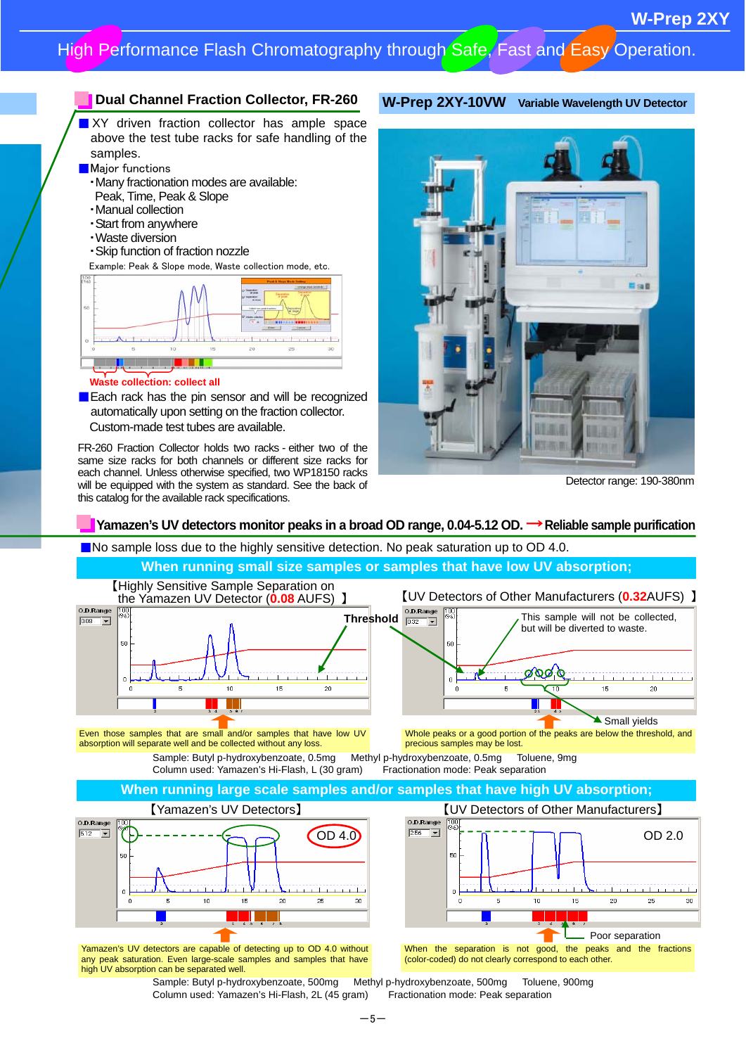# W-Prep 2XY

High Performance Flash Chromatography through Safe, Fast and Easy Operation.

## Dual Channel Fraction Collector, FR-260

- XY driven fraction collector has ample space above the test tube racks for safe handling of the samples.
- Major functions
  - Many fractionation modes are available: Peak, Time, Peak & Slope
  - Manual collection
  - Start from anywhere
  - Waste diversion
  - Skip function of fraction nozzle

Example: Peak & Slope mode, Waste collection mode, etc.

Waste collection: collect all

- Each rack has the pin sensor and will be recognized automatically upon setting on the fraction collector. Custom-made test tubes are available.

FR-260 Fraction Collector holds two racks - either two of the same size racks for both channels or different size racks for each channel. Unless otherwise specified, two WP18150 racks will be equipped with the system as standard. See the back of this catalog for the available rack specifications.

## W-Prep 2XY-10VW Variable Wavelength UV Detector

Detector range: 190-380nm

## Yamazen's UV detectors monitor peaks in a broad OD range, 0.04-5.12 OD. → Reliable sample purification

- No sample loss due to the highly sensitive detection. No peak saturation up to OD 4.0.

### When running small size samples or samples that have low UV absorption;

【Highly Sensitive Sample Separation on the Yamazen UV Detector (0.08 AUFS) 】

Threshold

Even those samples that are small and/or samples that have low UV absorption will separate well and be collected without any loss.

【UV Detectors of Other Manufacturers (0.32AUFS) 】

This sample will not be collected, but will be diverted to waste.

Small yields

Whole peaks or a good portion of the peaks are below the threshold, and precious samples may be lost.

Sample: Butyl p-hydroxybenzoate, 0.5mg Methyl p-hydroxybenzoate, 0.5mg Toluene, 9mg
Column used: Yamazen's Hi-Flash, L (30 gram) Fractionation mode: Peak separation

### When running large scale samples and/or samples that have high UV absorption;

【Yamazen's UV Detectors】

OD 4.0

Yamazen's UV detectors are capable of detecting up to OD 4.0 without any peak saturation. Even large-scale samples and samples that have high UV absorption can be separated well.

【UV Detectors of Other Manufacturers】

OD 2.0

Poor separation

When the separation is not good, the peaks and the fractions (color-coded) do not clearly correspond to each other.

Sample: Butyl p-hydroxybenzoate, 500mg Methyl p-hydroxybenzoate, 500mg Toluene, 900mg
Column used: Yamazen's Hi-Flash, 2L (45 gram) Fractionation mode: Peak separation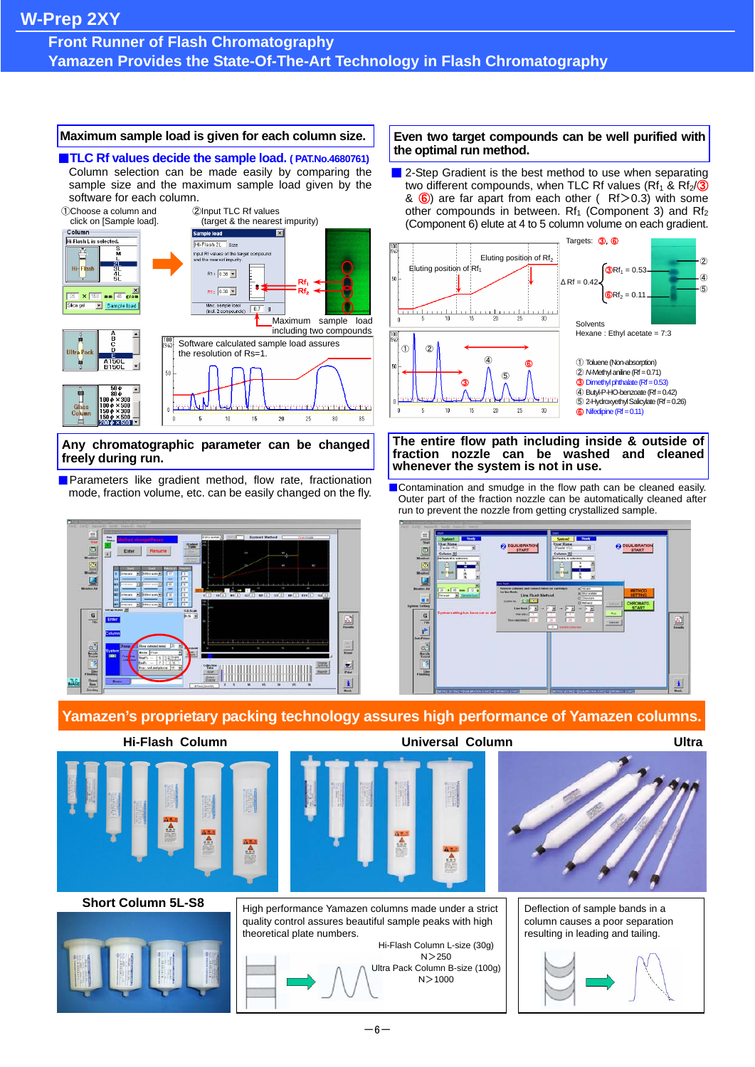# W-Prep 2XY

## Front Runner of Flash Chromatography
## Yamazen Provides the State-Of-The-Art Technology in Flash Chromatography

### Maximum sample load is given for each column size.

**TLC Rf values decide the sample load.** (PAT.No.4680761)

Column selection can be made easily by comparing the sample size and the maximum sample load given by the software for each column.

①Choose a column and click on [Sample load].

②Input TLC Rf values (target & the nearest impurity)

Maximum sample load including two compounds

Software calculated sample load assures the resolution of Rs=1.

### Even two target compounds can be well purified with the optimal run method.

2-Step Gradient is the best method to use when separating two different compounds, when TLC Rf values ($Rf_1$ & $Rf_2$/③ & ⑥) are far apart from each other ( Rf＞0.3) with some other compounds in between. $Rf_1$ (Component 3) and $Rf_2$ (Component 6) elute at 4 to 5 column volume on each gradient.

Eluting position of $Rf_1$ — Eluting position of $Rf_2$

Targets: ③, ⑥

③$Rf_1$ = 0.53, ⑥$Rf_2$ = 0.11, ΔRf = 0.42

Solvents: Hexane : Ethyl acetate = 7:3

① Toluene (Non-absorption)
② N-Methyl aniline (Rf = 0.71)
③ Dimethyl phthalate (Rf = 0.53)
④ Butyl-P-HO-benzoate (Rf = 0.42)
⑤ 2-Hydroxyethyl Salicylate (Rf = 0.26)
⑥ Nifedipine (Rf = 0.11)

### Any chromatographic parameter can be changed freely during run.

Parameters like gradient method, flow rate, fractionation mode, fraction volume, etc. can be easily changed on the fly.

### The entire flow path including inside & outside of fraction nozzle can be washed and cleaned whenever the system is not in use.

Contamination and smudge in the flow path can be cleaned easily. Outer part of the fraction nozzle can be automatically cleaned after run to prevent the nozzle from getting crystallized sample.

## Yamazen's proprietary packing technology assures high performance of Yamazen columns.

Hi-Flash Column — Universal Column — Ultra

Short Column 5L-S8

High performance Yamazen columns made under a strict quality control assures beautiful sample peaks with high theoretical plate numbers.

Hi-Flash Column L-size (30g) N＞250
Ultra Pack Column B-size (100g) N＞1000

Deflection of sample bands in a column causes a poor separation resulting in leading and tailing.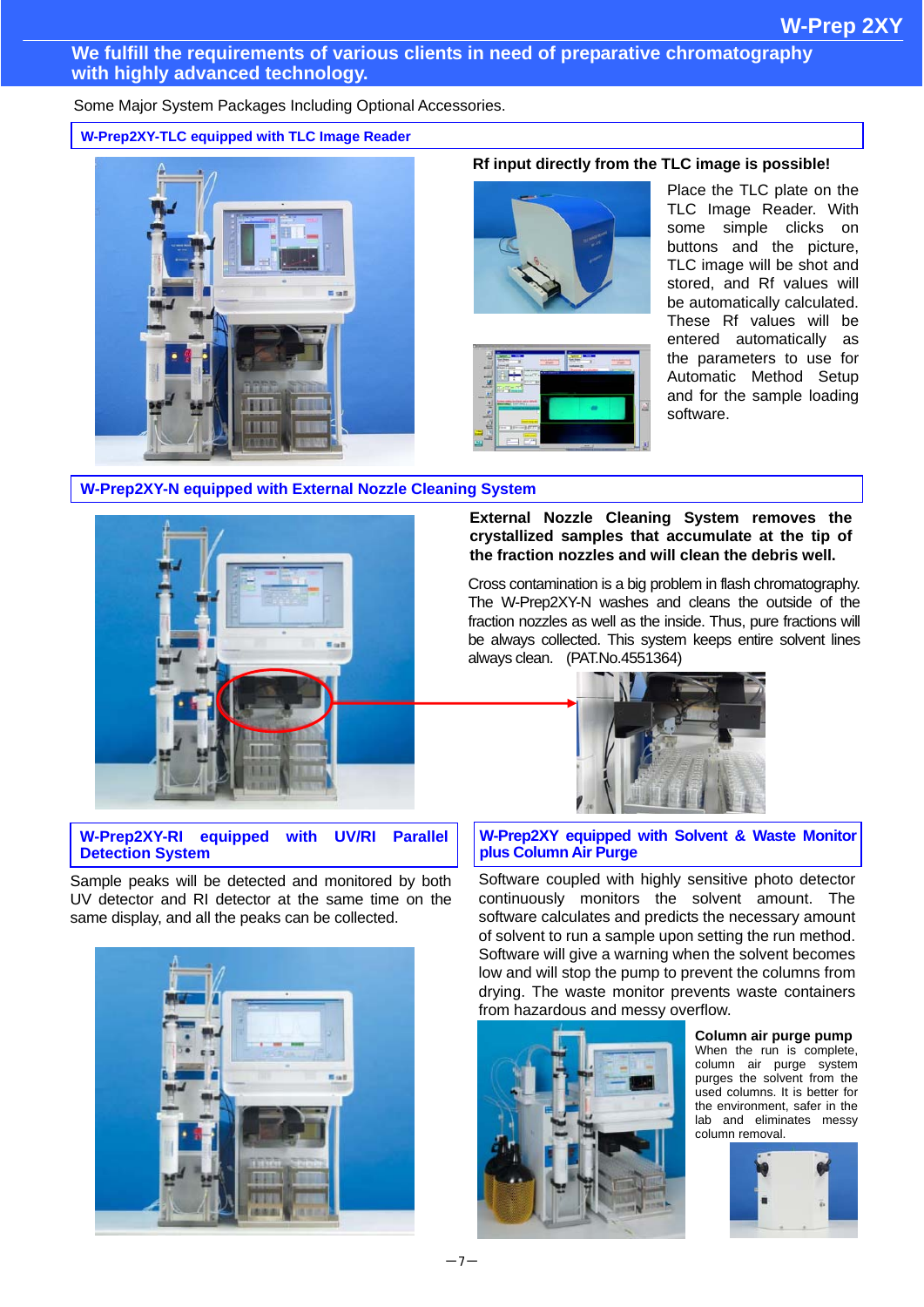## We fulfill the requirements of various clients in need of preparative chromatography with highly advanced technology.

Some Major System Packages Including Optional Accessories.

### W-Prep2XY-TLC equipped with TLC Image Reader

**Rf input directly from the TLC image is possible!**

Place the TLC plate on the TLC Image Reader. With some simple clicks on buttons and the picture, TLC image will be shot and stored, and Rf values will be automatically calculated. These Rf values will be entered automatically as the parameters to use for Automatic Method Setup and for the sample loading software.

### W-Prep2XY-N equipped with External Nozzle Cleaning System

**External Nozzle Cleaning System removes the crystallized samples that accumulate at the tip of the fraction nozzles and will clean the debris well.**

Cross contamination is a big problem in flash chromatography. The W-Prep2XY-N washes and cleans the outside of the fraction nozzles as well as the inside. Thus, pure fractions will be always collected. This system keeps entire solvent lines always clean. (PAT.No.4551364)

### W-Prep2XY-RI equipped with UV/RI Parallel Detection System

Sample peaks will be detected and monitored by both UV detector and RI detector at the same time on the same display, and all the peaks can be collected.

### W-Prep2XY equipped with Solvent & Waste Monitor plus Column Air Purge

Software coupled with highly sensitive photo detector continuously monitors the solvent amount. The software calculates and predicts the necessary amount of solvent to run a sample upon setting the run method. Software will give a warning when the solvent becomes low and will stop the pump to prevent the columns from drying. The waste monitor prevents waste containers from hazardous and messy overflow.

**Column air purge pump**

When the run is complete, column air purge system purges the solvent from the used columns. It is better for the environment, safer in the lab and eliminates messy column removal.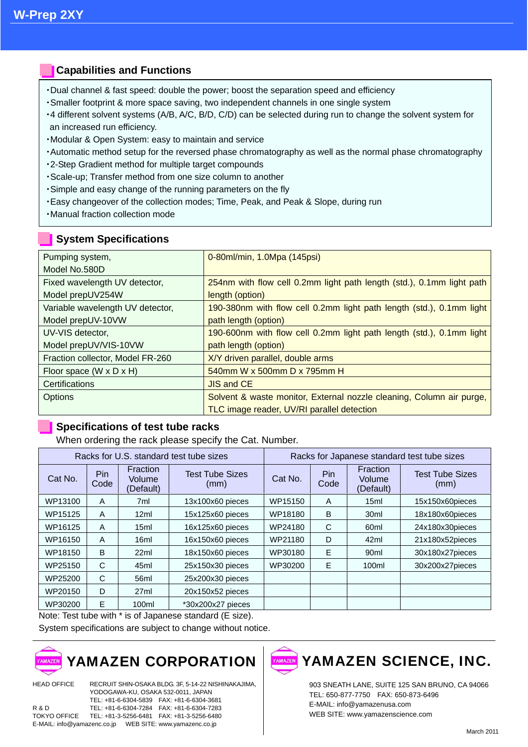# W-Prep 2XY

## Capabilities and Functions

- Dual channel & fast speed: double the power; boost the separation speed and efficiency
- Smaller footprint & more space saving, two independent channels in one single system
- 4 different solvent systems (A/B, A/C, B/D, C/D) can be selected during run to change the solvent system for an increased run efficiency.
- Modular & Open System: easy to maintain and service
- Automatic method setup for the reversed phase chromatography as well as the normal phase chromatography
- 2-Step Gradient method for multiple target compounds
- Scale-up; Transfer method from one size column to another
- Simple and easy change of the running parameters on the fly
- Easy changeover of the collection modes; Time, Peak, and Peak & Slope, during run
- Manual fraction collection mode

## System Specifications

| | |
|---|---|
| Pumping system, Model No.580D | 0-80ml/min, 1.0Mpa (145psi) |
| Fixed wavelength UV detector, Model prepUV254W | 254nm with flow cell 0.2mm light path length (std.), 0.1mm light path length (option) |
| Variable wavelength UV detector, Model prepUV-10VW | 190-380nm with flow cell 0.2mm light path length (std.), 0.1mm light path length (option) |
| UV-VIS detector, Model prepUV/VIS-10VW | 190-600nm with flow cell 0.2mm light path length (std.), 0.1mm light path length (option) |
| Fraction collector, Model FR-260 | X/Y driven parallel, double arms |
| Floor space (W x D x H) | 540mm W x 500mm D x 795mm H |
| Certifications | JIS and CE |
| Options | Solvent & waste monitor, External nozzle cleaning, Column air purge, TLC image reader, UV/RI parallel detection |

## Specifications of test tube racks

When ordering the rack please specify the Cat. Number.

| Racks for U.S. standard test tube sizes | | | | Racks for Japanese standard test tube sizes | | | |
|---|---|---|---|---|---|---|---|
| Cat No. | Pin Code | Fraction Volume (Default) | Test Tube Sizes (mm) | Cat No. | Pin Code | Fraction Volume (Default) | Test Tube Sizes (mm) |
| WP13100 | A | 7ml | 13x100x60 pieces | WP15150 | A | 15ml | 15x150x60pieces |
| WP15125 | A | 12ml | 15x125x60 pieces | WP18180 | B | 30ml | 18x180x60pieces |
| WP16125 | A | 15ml | 16x125x60 pieces | WP24180 | C | 60ml | 24x180x30pieces |
| WP16150 | A | 16ml | 16x150x60 pieces | WP21180 | D | 42ml | 21x180x52pieces |
| WP18150 | B | 22ml | 18x150x60 pieces | WP30180 | E | 90ml | 30x180x27pieces |
| WP25150 | C | 45ml | 25x150x30 pieces | WP30200 | E | 100ml | 30x200x27pieces |
| WP25200 | C | 56ml | 25x200x30 pieces | | | | |
| WP20150 | D | 27ml | 20x150x52 pieces | | | | |
| WP30200 | E | 100ml | *30x200x27 pieces | | | | |

Note: Test tube with * is of Japanese standard (E size).

System specifications are subject to change without notice.

**YAMAZEN CORPORATION**

HEAD OFFICE RECRUIT SHIN-OSAKA BLDG. 3F, 5-14-22 NISHINAKAJIMA, YODOGAWA-KU, OSAKA 532-0011, JAPAN
TEL: +81-6-6304-5839 FAX: +81-6-6304-3681
R & D TEL: +81-6-6304-7284 FAX: +81-6-6304-7283
TOKYO OFFICE TEL: +81-3-5256-6481 FAX: +81-3-5256-6480
E-MAIL: info@yamazenc.co.jp WEB SITE: www.yamazenc.co.jp

**YAMAZEN SCIENCE, INC.**

903 SNEATH LANE, SUITE 125 SAN BRUNO, CA 94066
TEL: 650-877-7750 FAX: 650-873-6496
E-MAIL: info@yamazenusa.com
WEB SITE: www.yamazenscience.com

March 2011